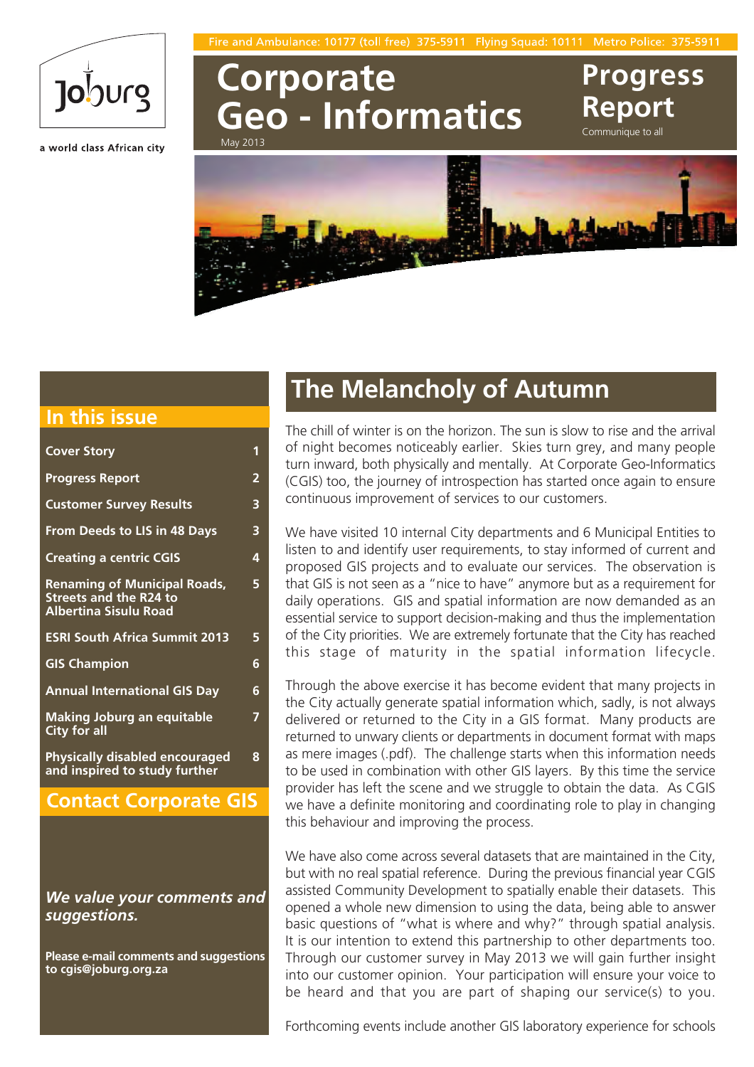Fire and Ambulance: 10177 (toll free) 375-5911 Flying Squad: 10111 Metro Police: 375-5911

Joburg

a world class African city

# Corporate Geo - Informatics

May 2013

# Progress Report

Communique to all

## In this issue

| | |
|---|---|
| Cover Story | 1 |
| Progress Report | 2 |
| Customer Survey Results | 3 |
| From Deeds to LIS in 48 Days | 3 |
| Creating a centric CGIS | 4 |
| Renaming of Municipal Roads, Streets and the R24 to Albertina Sisulu Road | 5 |
| ESRI South Africa Summit 2013 | 5 |
| GIS Champion | 6 |
| Annual International GIS Day | 6 |
| Making Joburg an equitable City for all | 7 |
| Physically disabled encouraged and inspired to study further | 8 |

## Contact Corporate GIS

*We value your comments and suggestions.*

**Please e-mail comments and suggestions to cgis@joburg.org.za**

## The Melancholy of Autumn

The chill of winter is on the horizon. The sun is slow to rise and the arrival of night becomes noticeably earlier. Skies turn grey, and many people turn inward, both physically and mentally. At Corporate Geo-Informatics (CGIS) too, the journey of introspection has started once again to ensure continuous improvement of services to our customers.

We have visited 10 internal City departments and 6 Municipal Entities to listen to and identify user requirements, to stay informed of current and proposed GIS projects and to evaluate our services. The observation is that GIS is not seen as a "nice to have" anymore but as a requirement for daily operations. GIS and spatial information are now demanded as an essential service to support decision-making and thus the implementation of the City priorities. We are extremely fortunate that the City has reached this stage of maturity in the spatial information lifecycle.

Through the above exercise it has become evident that many projects in the City actually generate spatial information which, sadly, is not always delivered or returned to the City in a GIS format. Many products are returned to unwary clients or departments in document format with maps as mere images (.pdf). The challenge starts when this information needs to be used in combination with other GIS layers. By this time the service provider has left the scene and we struggle to obtain the data. As CGIS we have a definite monitoring and coordinating role to play in changing this behaviour and improving the process.

We have also come across several datasets that are maintained in the City, but with no real spatial reference. During the previous financial year CGIS assisted Community Development to spatially enable their datasets. This opened a whole new dimension to using the data, being able to answer basic questions of "what is where and why?" through spatial analysis. It is our intention to extend this partnership to other departments too. Through our customer survey in May 2013 we will gain further insight into our customer opinion. Your participation will ensure your voice to be heard and that you are part of shaping our service(s) to you.

Forthcoming events include another GIS laboratory experience for schools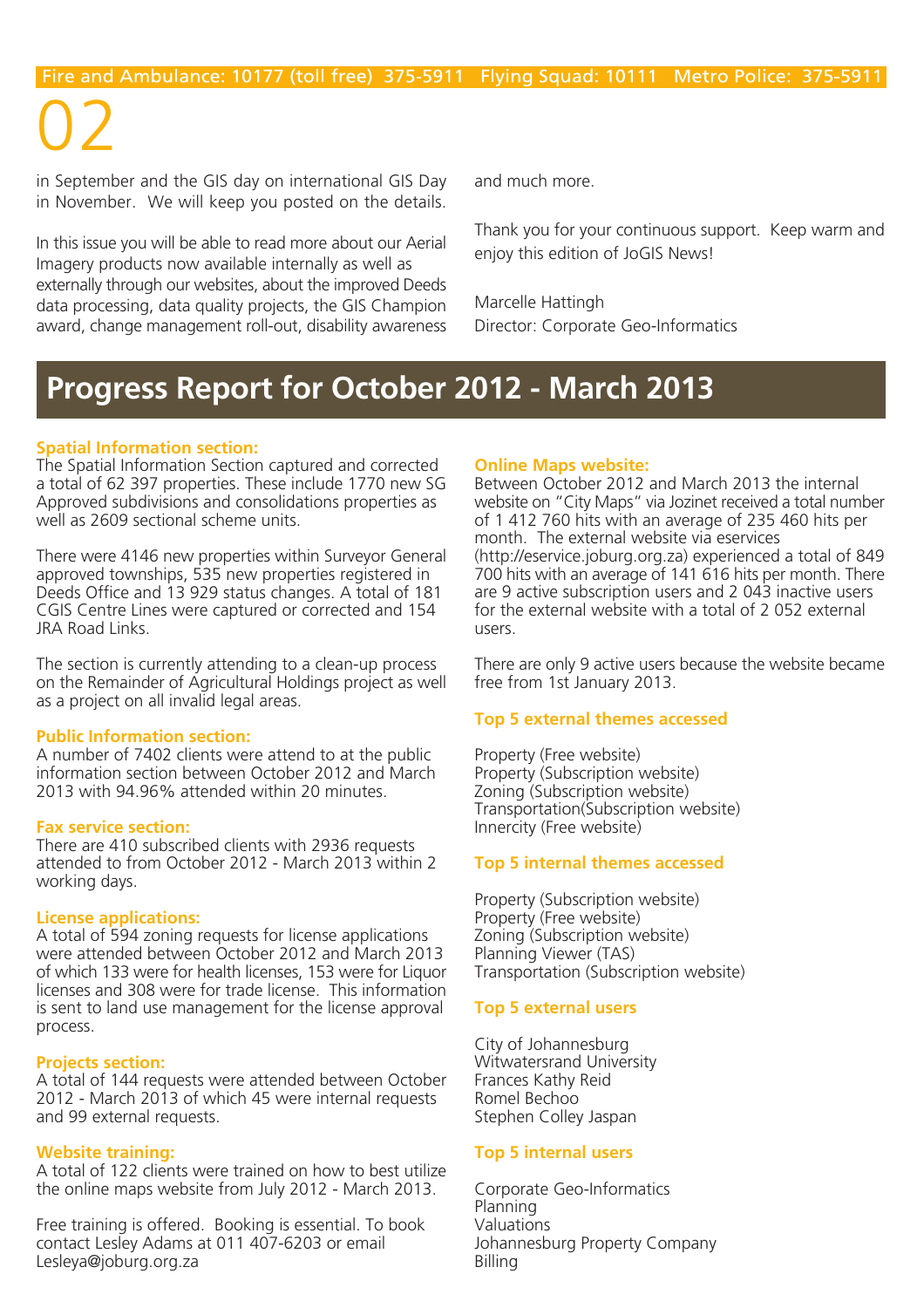in September and the GIS day on international GIS Day in November. We will keep you posted on the details.

In this issue you will be able to read more about our Aerial Imagery products now available internally as well as externally through our websites, about the improved Deeds data processing, data quality projects, the GIS Champion award, change management roll-out, disability awareness and much more.

Thank you for your continuous support. Keep warm and enjoy this edition of JoGIS News!

Marcelle Hattingh
Director: Corporate Geo-Informatics

## Progress Report for October 2012 - March 2013

**Spatial Information section:**
The Spatial Information Section captured and corrected a total of 62 397 properties. These include 1770 new SG Approved subdivisions and consolidations properties as well as 2609 sectional scheme units.

There were 4146 new properties within Surveyor General approved townships, 535 new properties registered in Deeds Office and 13 929 status changes. A total of 181 CGIS Centre Lines were captured or corrected and 154 JRA Road Links.

The section is currently attending to a clean-up process on the Remainder of Agricultural Holdings project as well as a project on all invalid legal areas.

**Public Information section:**
A number of 7402 clients were attend to at the public information section between October 2012 and March 2013 with 94.96% attended within 20 minutes.

**Fax service section:**
There are 410 subscribed clients with 2936 requests attended to from October 2012 - March 2013 within 2 working days.

**License applications:**
A total of 594 zoning requests for license applications were attended between October 2012 and March 2013 of which 133 were for health licenses, 153 were for Liquor licenses and 308 were for trade license. This information is sent to land use management for the license approval process.

**Projects section:**
A total of 144 requests were attended between October 2012 - March 2013 of which 45 were internal requests and 99 external requests.

**Website training:**
A total of 122 clients were trained on how to best utilize the online maps website from July 2012 - March 2013.

Free training is offered. Booking is essential. To book contact Lesley Adams at 011 407-6203 or email Lesleya@joburg.org.za

**Online Maps website:**
Between October 2012 and March 2013 the internal website on "City Maps" via Jozinet received a total number of 1 412 760 hits with an average of 235 460 hits per month. The external website via eservices (http://eservice.joburg.org.za) experienced a total of 849 700 hits with an average of 141 616 hits per month. There are 9 active subscription users and 2 043 inactive users for the external website with a total of 2 052 external users.

There are only 9 active users because the website became free from 1st January 2013.

**Top 5 external themes accessed**

Property (Free website)
Property (Subscription website)
Zoning (Subscription website)
Transportation(Subscription website)
Innercity (Free website)

**Top 5 internal themes accessed**

Property (Subscription website)
Property (Free website)
Zoning (Subscription website)
Planning Viewer (TAS)
Transportation (Subscription website)

**Top 5 external users**

City of Johannesburg
Witwatersrand University
Frances Kathy Reid
Romel Bechoo
Stephen Colley Jaspan

**Top 5 internal users**

Corporate Geo-Informatics
Planning
Valuations
Johannesburg Property Company
Billing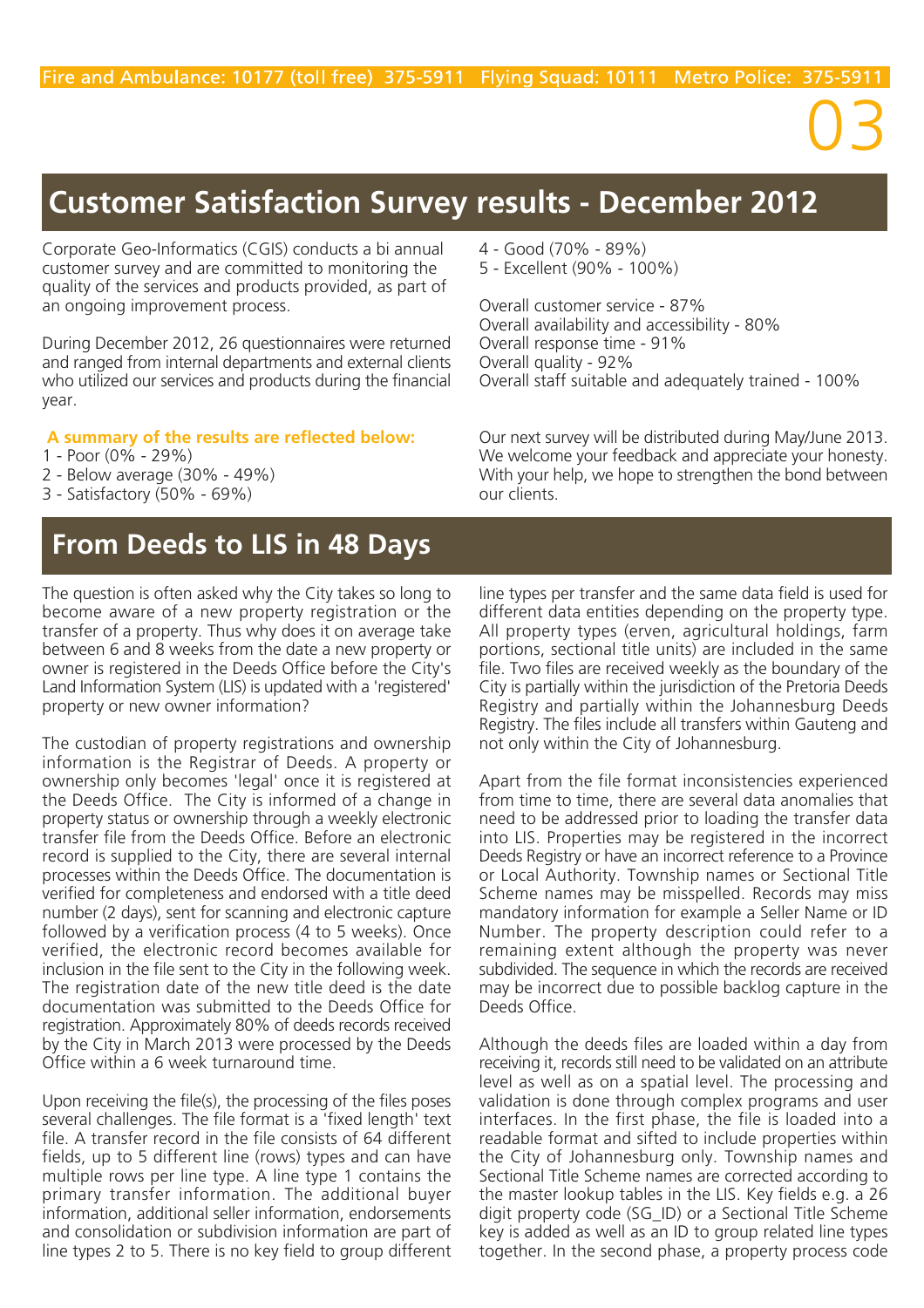## Customer Satisfaction Survey results - December 2012

Corporate Geo-Informatics (CGIS) conducts a bi annual customer survey and are committed to monitoring the quality of the services and products provided, as part of an ongoing improvement process.

During December 2012, 26 questionnaires were returned and ranged from internal departments and external clients who utilized our services and products during the financial year.

**A summary of the results are reflected below:**

1 - Poor (0% - 29%)
2 - Below average (30% - 49%)
3 - Satisfactory (50% - 69%)
4 - Good (70% - 89%)
5 - Excellent (90% - 100%)

Overall customer service - 87%
Overall availability and accessibility - 80%
Overall response time - 91%
Overall quality - 92%
Overall staff suitable and adequately trained - 100%

Our next survey will be distributed during May/June 2013. We welcome your feedback and appreciate your honesty. With your help, we hope to strengthen the bond between our clients.

## From Deeds to LIS in 48 Days

The question is often asked why the City takes so long to become aware of a new property registration or the transfer of a property. Thus why does it on average take between 6 and 8 weeks from the date a new property or owner is registered in the Deeds Office before the City's Land Information System (LIS) is updated with a 'registered' property or new owner information?

The custodian of property registrations and ownership information is the Registrar of Deeds. A property or ownership only becomes 'legal' once it is registered at the Deeds Office. The City is informed of a change in property status or ownership through a weekly electronic transfer file from the Deeds Office. Before an electronic record is supplied to the City, there are several internal processes within the Deeds Office. The documentation is verified for completeness and endorsed with a title deed number (2 days), sent for scanning and electronic capture followed by a verification process (4 to 5 weeks). Once verified, the electronic record becomes available for inclusion in the file sent to the City in the following week. The registration date of the new title deed is the date documentation was submitted to the Deeds Office for registration. Approximately 80% of deeds records received by the City in March 2013 were processed by the Deeds Office within a 6 week turnaround time.

Upon receiving the file(s), the processing of the files poses several challenges. The file format is a 'fixed length' text file. A transfer record in the file consists of 64 different fields, up to 5 different line (rows) types and can have multiple rows per line type. A line type 1 contains the primary transfer information. The additional buyer information, additional seller information, endorsements and consolidation or subdivision information are part of line types 2 to 5. There is no key field to group different line types per transfer and the same data field is used for different data entities depending on the property type. All property types (erven, agricultural holdings, farm portions, sectional title units) are included in the same file. Two files are received weekly as the boundary of the City is partially within the jurisdiction of the Pretoria Deeds Registry and partially within the Johannesburg Deeds Registry. The files include all transfers within Gauteng and not only within the City of Johannesburg.

Apart from the file format inconsistencies experienced from time to time, there are several data anomalies that need to be addressed prior to loading the transfer data into LIS. Properties may be registered in the incorrect Deeds Registry or have an incorrect reference to a Province or Local Authority. Township names or Sectional Title Scheme names may be misspelled. Records may miss mandatory information for example a Seller Name or ID Number. The property description could refer to a remaining extent although the property was never subdivided. The sequence in which the records are received may be incorrect due to possible backlog capture in the Deeds Office.

Although the deeds files are loaded within a day from receiving it, records still need to be validated on an attribute level as well as on a spatial level. The processing and validation is done through complex programs and user interfaces. In the first phase, the file is loaded into a readable format and sifted to include properties within the City of Johannesburg only. Township names and Sectional Title Scheme names are corrected according to the master lookup tables in the LIS. Key fields e.g. a 26 digit property code (SG_ID) or a Sectional Title Scheme key is added as well as an ID to group related line types together. In the second phase, a property process code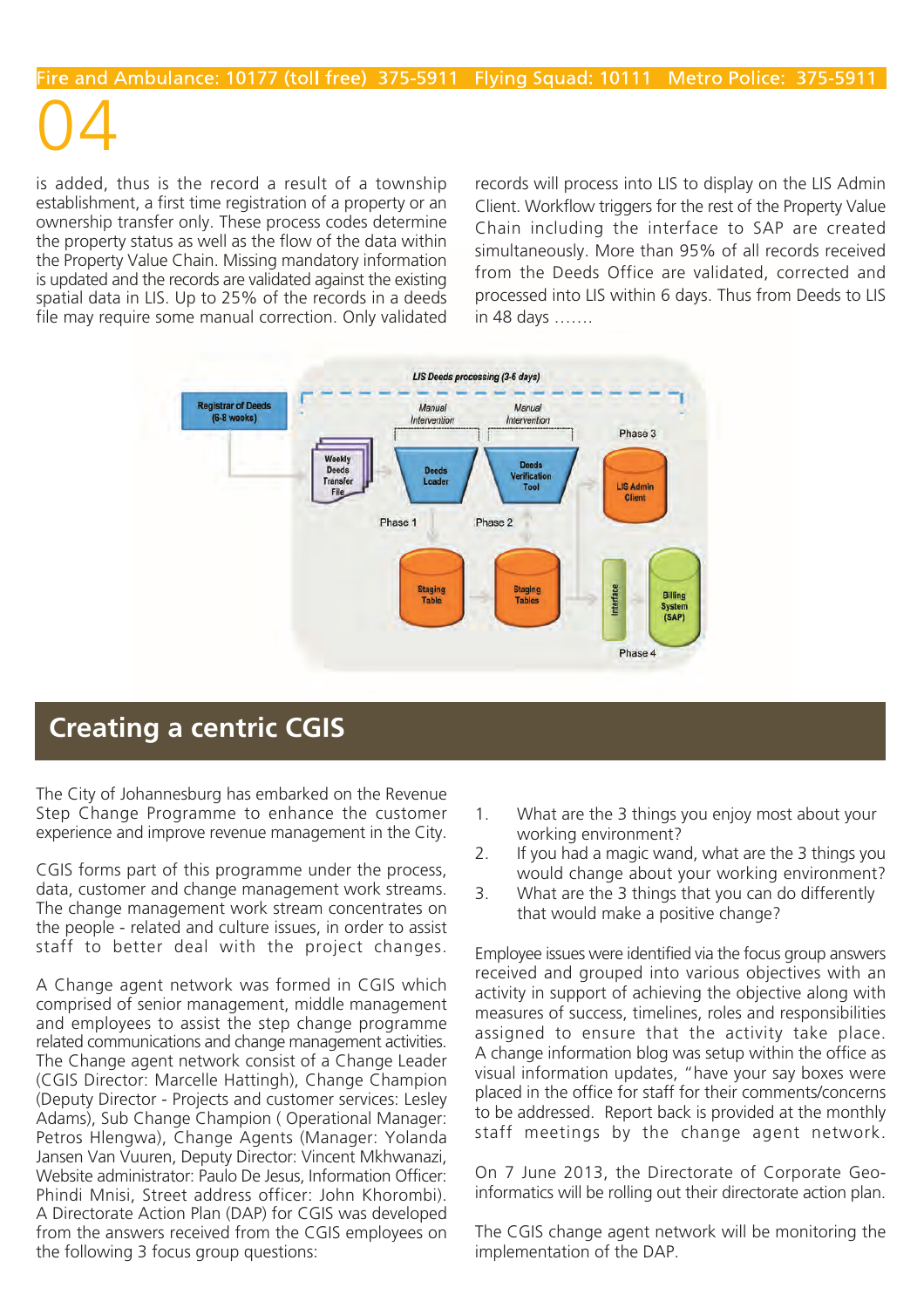is added, thus is the record a result of a township establishment, a first time registration of a property or an ownership transfer only. These process codes determine the property status as well as the flow of the data within the Property Value Chain. Missing mandatory information is updated and the records are validated against the existing spatial data in LIS. Up to 25% of the records in a deeds file may require some manual correction. Only validated records will process into LIS to display on the LIS Admin Client. Workflow triggers for the rest of the Property Value Chain including the interface to SAP are created simultaneously. More than 95% of all records received from the Deeds Office are validated, corrected and processed into LIS within 6 days. Thus from Deeds to LIS in 48 days …….

## Creating a centric CGIS

The City of Johannesburg has embarked on the Revenue Step Change Programme to enhance the customer experience and improve revenue management in the City.

CGIS forms part of this programme under the process, data, customer and change management work streams. The change management work stream concentrates on the people - related and culture issues, in order to assist staff to better deal with the project changes.

A Change agent network was formed in CGIS which comprised of senior management, middle management and employees to assist the step change programme related communications and change management activities. The Change agent network consist of a Change Leader (CGIS Director: Marcelle Hattingh), Change Champion (Deputy Director - Projects and customer services: Lesley Adams), Sub Change Champion ( Operational Manager: Petros Hlengwa), Change Agents (Manager: Yolanda Jansen Van Vuuren, Deputy Director: Vincent Mkhwanazi, Website administrator: Paulo De Jesus, Information Officer: Phindi Mnisi, Street address officer: John Khorombi). A Directorate Action Plan (DAP) for CGIS was developed from the answers received from the CGIS employees on the following 3 focus group questions:

1. What are the 3 things you enjoy most about your working environment?
2. If you had a magic wand, what are the 3 things you would change about your working environment?
3. What are the 3 things that you can do differently that would make a positive change?

Employee issues were identified via the focus group answers received and grouped into various objectives with an activity in support of achieving the objective along with measures of success, timelines, roles and responsibilities assigned to ensure that the activity take place. A change information blog was setup within the office as visual information updates, "have your say boxes were placed in the office for staff for their comments/concerns to be addressed. Report back is provided at the monthly staff meetings by the change agent network.

On 7 June 2013, the Directorate of Corporate Geo-informatics will be rolling out their directorate action plan.

The CGIS change agent network will be monitoring the implementation of the DAP.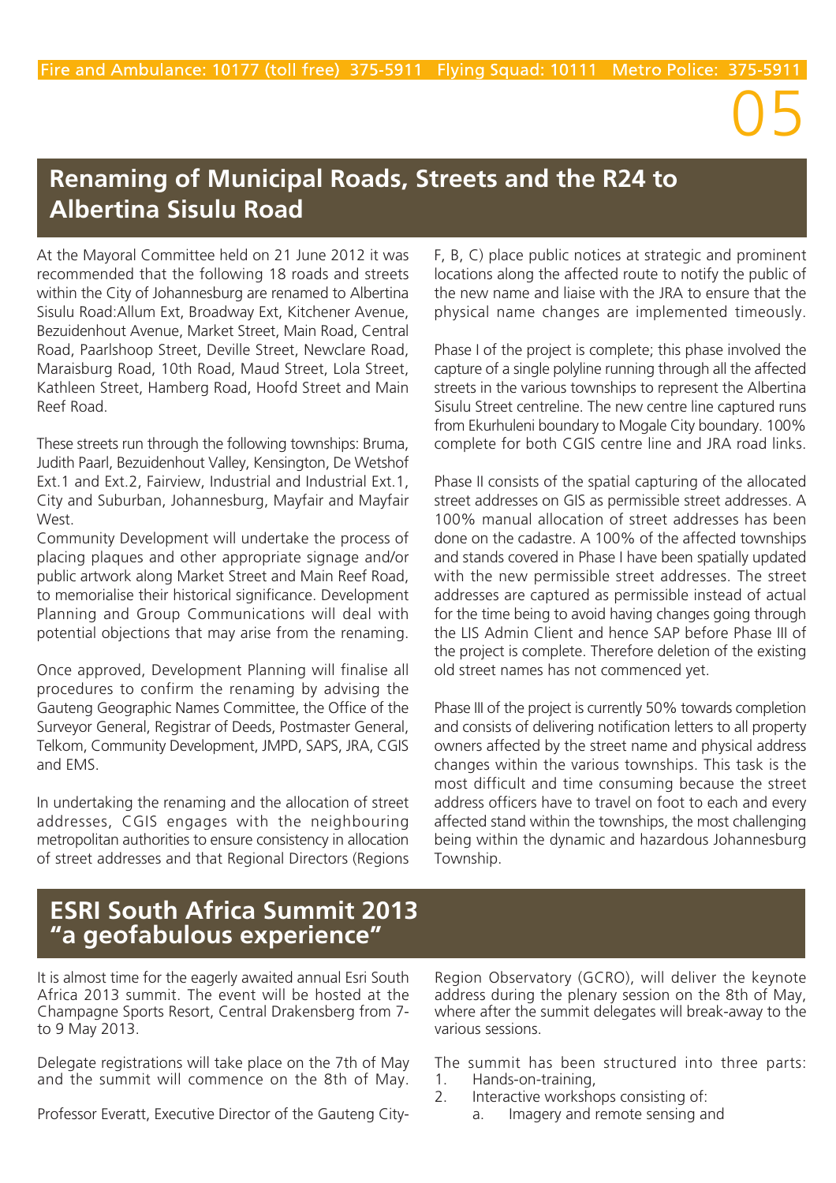## Renaming of Municipal Roads, Streets and the R24 to Albertina Sisulu Road

At the Mayoral Committee held on 21 June 2012 it was recommended that the following 18 roads and streets within the City of Johannesburg are renamed to Albertina Sisulu Road:Allum Ext, Broadway Ext, Kitchener Avenue, Bezuidenhout Avenue, Market Street, Main Road, Central Road, Paarlshoop Street, Deville Street, Newclare Road, Maraisburg Road, 10th Road, Maud Street, Lola Street, Kathleen Street, Hamberg Road, Hoofd Street and Main Reef Road.

These streets run through the following townships: Bruma, Judith Paarl, Bezuidenhout Valley, Kensington, De Wetshof Ext.1 and Ext.2, Fairview, Industrial and Industrial Ext.1, City and Suburban, Johannesburg, Mayfair and Mayfair West.

Community Development will undertake the process of placing plaques and other appropriate signage and/or public artwork along Market Street and Main Reef Road, to memorialise their historical significance. Development Planning and Group Communications will deal with potential objections that may arise from the renaming.

Once approved, Development Planning will finalise all procedures to confirm the renaming by advising the Gauteng Geographic Names Committee, the Office of the Surveyor General, Registrar of Deeds, Postmaster General, Telkom, Community Development, JMPD, SAPS, JRA, CGIS and EMS.

In undertaking the renaming and the allocation of street addresses, CGIS engages with the neighbouring metropolitan authorities to ensure consistency in allocation of street addresses and that Regional Directors (Regions F, B, C) place public notices at strategic and prominent locations along the affected route to notify the public of the new name and liaise with the JRA to ensure that the physical name changes are implemented timeously.

Phase I of the project is complete; this phase involved the capture of a single polyline running through all the affected streets in the various townships to represent the Albertina Sisulu Street centreline. The new centre line captured runs from Ekurhuleni boundary to Mogale City boundary. 100% complete for both CGIS centre line and JRA road links.

Phase II consists of the spatial capturing of the allocated street addresses on GIS as permissible street addresses. A 100% manual allocation of street addresses has been done on the cadastre. A 100% of the affected townships and stands covered in Phase I have been spatially updated with the new permissible street addresses. The street addresses are captured as permissible instead of actual for the time being to avoid having changes going through the LIS Admin Client and hence SAP before Phase III of the project is complete. Therefore deletion of the existing old street names has not commenced yet.

Phase III of the project is currently 50% towards completion and consists of delivering notification letters to all property owners affected by the street name and physical address changes within the various townships. This task is the most difficult and time consuming because the street address officers have to travel on foot to each and every affected stand within the townships, the most challenging being within the dynamic and hazardous Johannesburg Township.

## ESRI South Africa Summit 2013 "a geofabulous experience"

It is almost time for the eagerly awaited annual Esri South Africa 2013 summit. The event will be hosted at the Champagne Sports Resort, Central Drakensberg from 7- to 9 May 2013.

Delegate registrations will take place on the 7th of May and the summit will commence on the 8th of May.

Professor Everatt, Executive Director of the Gauteng City-Region Observatory (GCRO), will deliver the keynote address during the plenary session on the 8th of May, where after the summit delegates will break-away to the various sessions.

The summit has been structured into three parts:

1. Hands-on-training,
2. Interactive workshops consisting of:
   a. Imagery and remote sensing and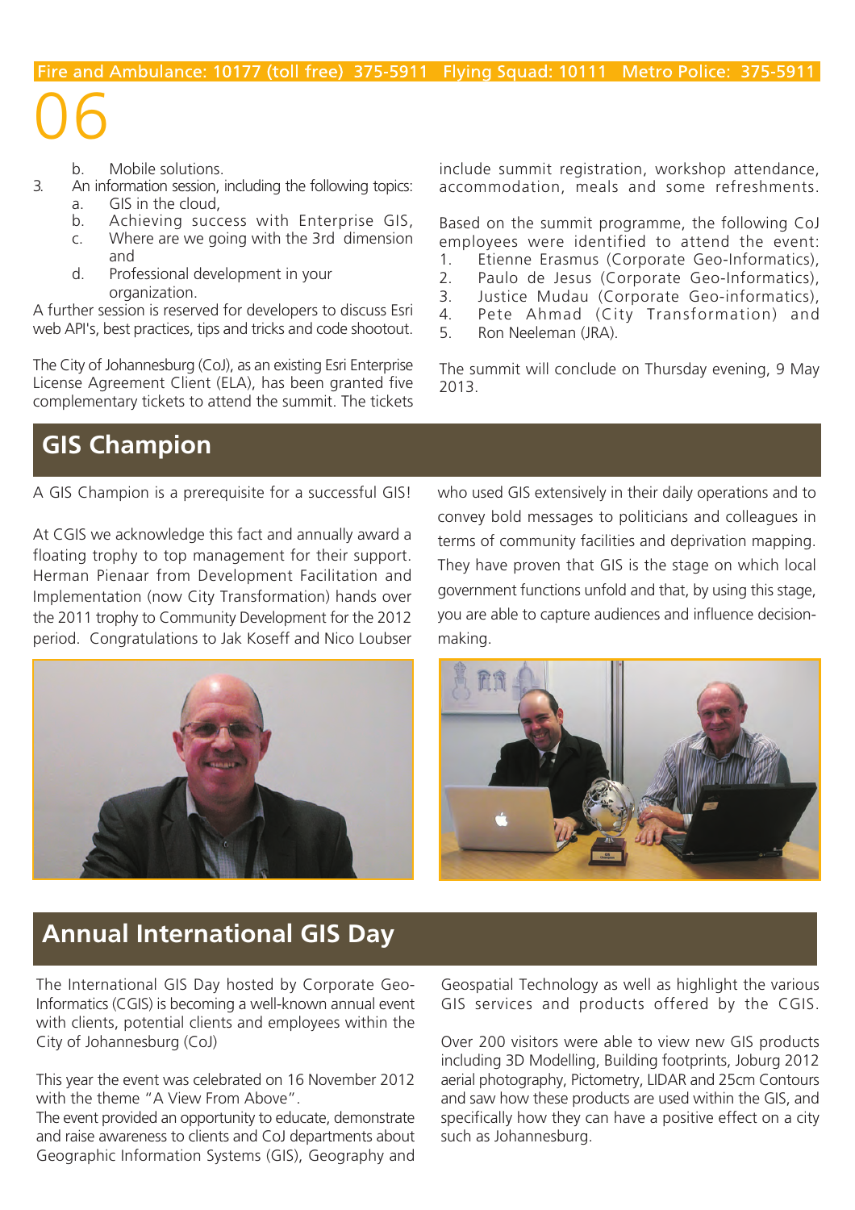b. Mobile solutions.

3. An information session, including the following topics:
   a. GIS in the cloud,
   b. Achieving success with Enterprise GIS,
   c. Where are we going with the 3rd dimension and
   d. Professional development in your organization.

A further session is reserved for developers to discuss Esri web API's, best practices, tips and tricks and code shootout.

The City of Johannesburg (CoJ), as an existing Esri Enterprise License Agreement Client (ELA), has been granted five complementary tickets to attend the summit. The tickets include summit registration, workshop attendance, accommodation, meals and some refreshments.

Based on the summit programme, the following CoJ employees were identified to attend the event:

1. Etienne Erasmus (Corporate Geo-Informatics),
2. Paulo de Jesus (Corporate Geo-Informatics),
3. Justice Mudau (Corporate Geo-informatics),
4. Pete Ahmad (City Transformation) and
5. Ron Neeleman (JRA).

The summit will conclude on Thursday evening, 9 May 2013.

## GIS Champion

A GIS Champion is a prerequisite for a successful GIS!

At CGIS we acknowledge this fact and annually award a floating trophy to top management for their support. Herman Pienaar from Development Facilitation and Implementation (now City Transformation) hands over the 2011 trophy to Community Development for the 2012 period. Congratulations to Jak Koseff and Nico Loubser who used GIS extensively in their daily operations and to convey bold messages to politicians and colleagues in terms of community facilities and deprivation mapping. They have proven that GIS is the stage on which local government functions unfold and that, by using this stage, you are able to capture audiences and influence decision-making.

## Annual International GIS Day

The International GIS Day hosted by Corporate Geo-Informatics (CGIS) is becoming a well-known annual event with clients, potential clients and employees within the City of Johannesburg (CoJ)

This year the event was celebrated on 16 November 2012 with the theme "A View From Above".
The event provided an opportunity to educate, demonstrate and raise awareness to clients and CoJ departments about Geographic Information Systems (GIS), Geography and Geospatial Technology as well as highlight the various GIS services and products offered by the CGIS.

Over 200 visitors were able to view new GIS products including 3D Modelling, Building footprints, Joburg 2012 aerial photography, Pictometry, LIDAR and 25cm Contours and saw how these products are used within the GIS, and specifically how they can have a positive effect on a city such as Johannesburg.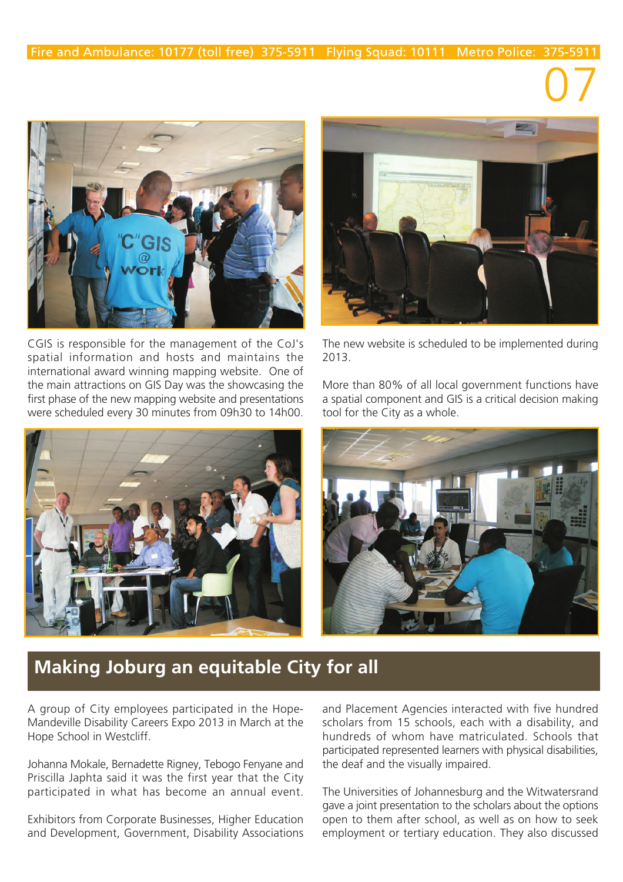CGIS is responsible for the management of the CoJ's spatial information and hosts and maintains the international award winning mapping website. One of the main attractions on GIS Day was the showcasing the first phase of the new mapping website and presentations were scheduled every 30 minutes from 09h30 to 14h00.

The new website is scheduled to be implemented during 2013.

More than 80% of all local government functions have a spatial component and GIS is a critical decision making tool for the City as a whole.

## Making Joburg an equitable City for all

A group of City employees participated in the Hope-Mandeville Disability Careers Expo 2013 in March at the Hope School in Westcliff.

Johanna Mokale, Bernadette Rigney, Tebogo Fenyane and Priscilla Japhta said it was the first year that the City participated in what has become an annual event.

Exhibitors from Corporate Businesses, Higher Education and Development, Government, Disability Associations and Placement Agencies interacted with five hundred scholars from 15 schools, each with a disability, and hundreds of whom have matriculated. Schools that participated represented learners with physical disabilities, the deaf and the visually impaired.

The Universities of Johannesburg and the Witwatersrand gave a joint presentation to the scholars about the options open to them after school, as well as on how to seek employment or tertiary education. They also discussed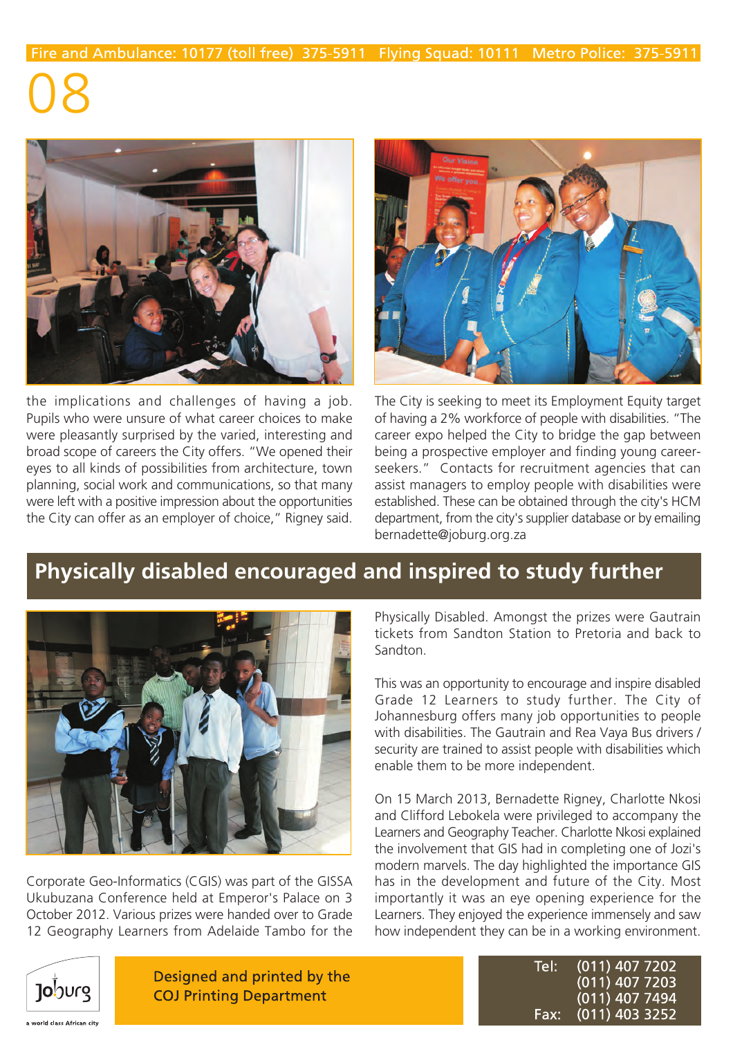the implications and challenges of having a job. Pupils who were unsure of what career choices to make were pleasantly surprised by the varied, interesting and broad scope of careers the City offers. "We opened their eyes to all kinds of possibilities from architecture, town planning, social work and communications, so that many were left with a positive impression about the opportunities the City can offer as an employer of choice," Rigney said.

The City is seeking to meet its Employment Equity target of having a 2% workforce of people with disabilities. "The career expo helped the City to bridge the gap between being a prospective employer and finding young career-seekers." Contacts for recruitment agencies that can assist managers to employ people with disabilities were established. These can be obtained through the city's HCM department, from the city's supplier database or by emailing bernadette@joburg.org.za

## Physically disabled encouraged and inspired to study further

Corporate Geo-Informatics (CGIS) was part of the GISSA Ukubuzana Conference held at Emperor's Palace on 3 October 2012. Various prizes were handed over to Grade 12 Geography Learners from Adelaide Tambo for the Physically Disabled. Amongst the prizes were Gautrain tickets from Sandton Station to Pretoria and back to Sandton.

This was an opportunity to encourage and inspire disabled Grade 12 Learners to study further. The City of Johannesburg offers many job opportunities to people with disabilities. The Gautrain and Rea Vaya Bus drivers / security are trained to assist people with disabilities which enable them to be more independent.

On 15 March 2013, Bernadette Rigney, Charlotte Nkosi and Clifford Lebokela were privileged to accompany the Learners and Geography Teacher. Charlotte Nkosi explained the involvement that GIS had in completing one of Jozi's modern marvels. The day highlighted the importance GIS has in the development and future of the City. Most importantly it was an eye opening experience for the Learners. They enjoyed the experience immensely and saw how independent they can be in a working environment.

Designed and printed by the COJ Printing Department

Tel: (011) 407 7202
(011) 407 7203
(011) 407 7494
Fax: (011) 403 3252